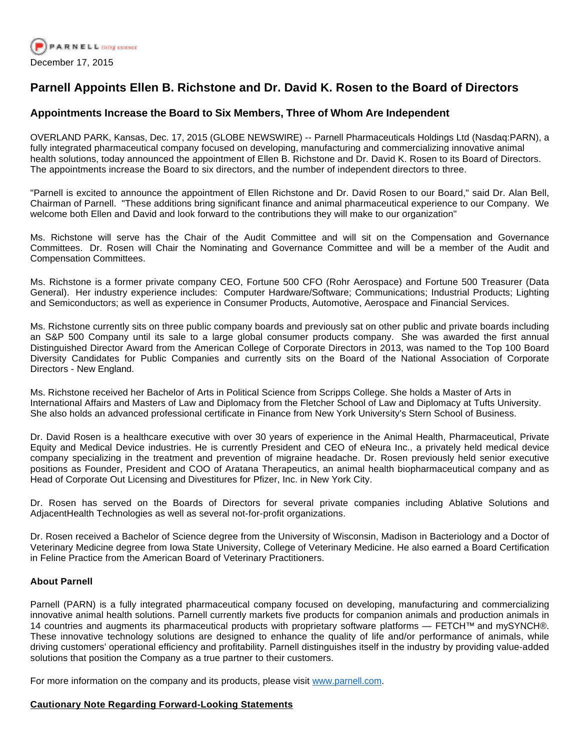December 17, 2015

# Parnell Appoints Ellen B. Richstone and Dr. David K. Rosen to the Board of Directors

## Appointments Increase the Board to Six Members, Three of Whom Are Independent

OVERLAND PARK, Kansas, Dec. 17, 2015 (GLOBE NEWSWIRE) -- Parnell Pharmaceuticals Holdings Ltd (Nasdaq:PARN), a fully integrated pharmaceutical company focused on developing, manufacturing and commercializing innovative animal health solutions, today announced the appointment of Ellen B. Richstone and Dr. David K. Rosen to its Board of Directors. The appointments increase the Board to six directors, and the number of independent directors to three.

"Parnell is excited to announce the appointment of Ellen Richstone and Dr. David Rosen to our Board," said Dr. Alan Bell, Chairman of Parnell. "These additions bring significant finance and animal pharmaceutical experience to our Company. We welcome both Ellen and David and look forward to the contributions they will make to our organization"

Ms. Richstone will serve has the Chair of the Audit Committee and will sit on the Compensation and Governance Committees. Dr. Rosen will Chair the Nominating and Governance Committee and will be a member of the Audit and Compensation Committees.

Ms. Richstone is a former private company CEO, Fortune 500 CFO (Rohr Aerospace) and Fortune 500 Treasurer (Data General). Her industry experience includes: Computer Hardware/Software; Communications; Industrial Products; Lighting and Semiconductors; as well as experience in Consumer Products, Automotive, Aerospace and Financial Services.

Ms. Richstone currently sits on three public company boards and previously sat on other public and private boards including an S&P 500 Company until its sale to a large global consumer products company. She was awarded the first annual Distinguished Director Award from the American College of Corporate Directors in 2013, was named to the Top 100 Board Diversity Candidates for Public Companies and currently sits on the Board of the National Association of Corporate Directors - New England.

Ms. Richstone received her Bachelor of Arts in Political Science from Scripps College. She holds a Master of Arts in International Affairs and Masters of Law and Diplomacy from the Fletcher School of Law and Diplomacy at Tufts University. She also holds an advanced professional certificate in Finance from New York University's Stern School of Business.

Dr. David Rosen is a healthcare executive with over 30 years of experience in the Animal Health, Pharmaceutical, Private Equity and Medical Device industries. He is currently President and CEO of eNeura Inc., a privately held medical device company specializing in the treatment and prevention of migraine headache. Dr. Rosen previously held senior executive positions as Founder, President and COO of Aratana Therapeutics, an animal health biopharmaceutical company and as Head of Corporate Out Licensing and Divestitures for Pfizer, Inc. in New York City.

Dr. Rosen has served on the Boards of Directors for several private companies including Ablative Solutions and AdjacentHealth Technologies as well as several not-for-profit organizations.

Dr. Rosen received a Bachelor of Science degree from the University of Wisconsin, Madison in Bacteriology and a Doctor of Veterinary Medicine degree from Iowa State University, College of Veterinary Medicine. He also earned a Board Certification in Feline Practice from the American Board of Veterinary Practitioners.

**About Parnell**

Parnell (PARN) is a fully integrated pharmaceutical company focused on developing, manufacturing and commercializing innovative animal health solutions. Parnell currently markets five products for companion animals and production animals in 14 countries and augments its pharmaceutical products with proprietary software platforms — FETCH™ and mySYNCH®. These innovative technology solutions are designed to enhance the quality of life and/or performance of animals, while driving customers' operational efficiency and profitability. Parnell distinguishes itself in the industry by providing value-added solutions that position the Company as a true partner to their customers.

For more information on the company and its products, please visit www.parnell.com.

**Cautionary Note Regarding Forward-Looking Statements**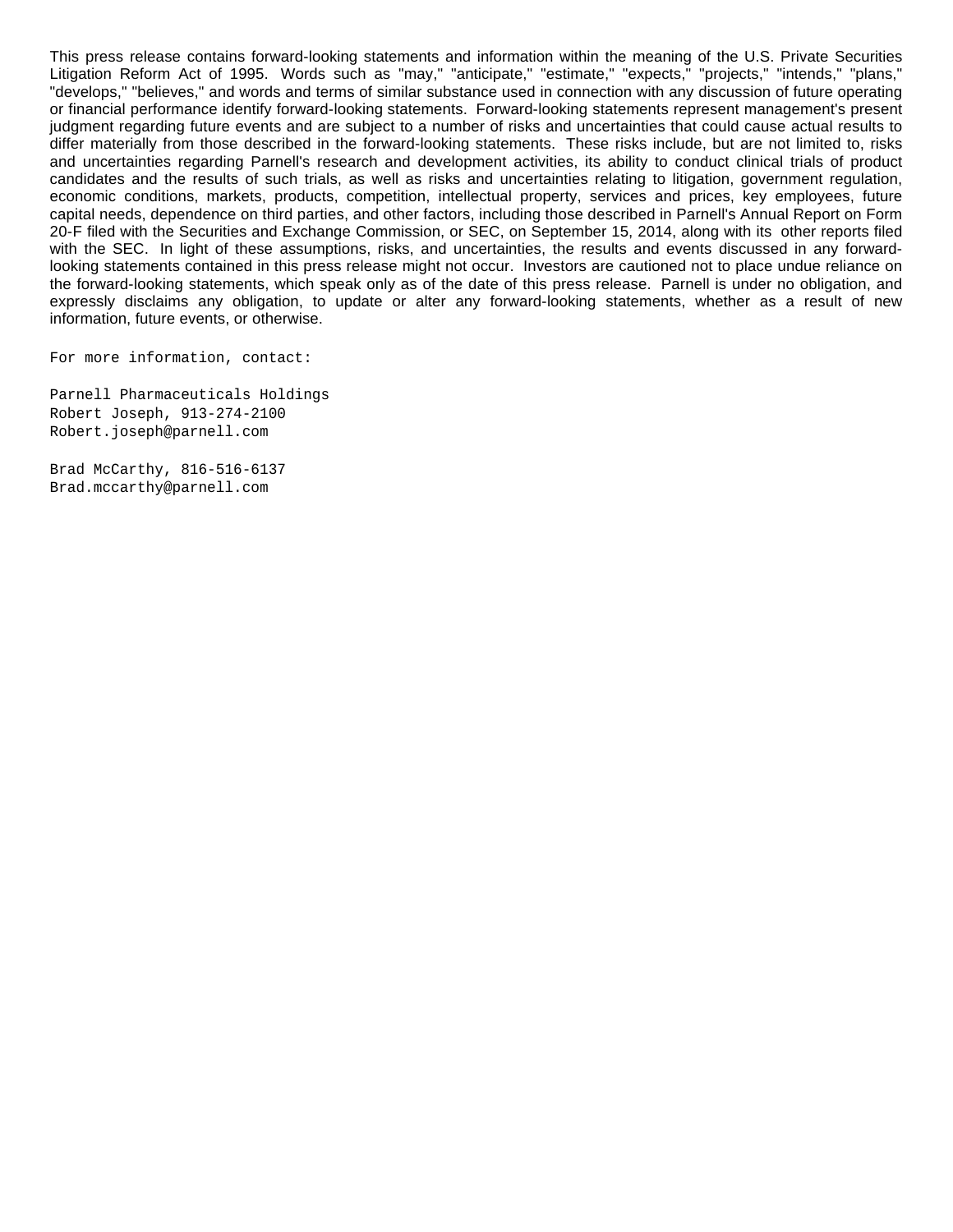This press release contains forward-looking statements and information within the meaning of the U.S. Private Securities Litigation Reform Act of 1995. Words such as "may," "anticipate," "estimate," "expects," "projects," "intends," "plans," "develops," "believes," and words and terms of similar substance used in connection with any discussion of future operating or financial performance identify forward-looking statements. Forward-looking statements represent management's present judgment regarding future events and are subject to a number of risks and uncertainties that could cause actual results to differ materially from those described in the forward-looking statements. These risks include, but are not limited to, risks and uncertainties regarding Parnell's research and development activities, its ability to conduct clinical trials of product candidates and the results of such trials, as well as risks and uncertainties relating to litigation, government regulation, economic conditions, markets, products, competition, intellectual property, services and prices, key employees, future capital needs, dependence on third parties, and other factors, including those described in Parnell's Annual Report on Form 20-F filed with the Securities and Exchange Commission, or SEC, on September 15, 2014, along with its other reports filed with the SEC. In light of these assumptions, risks, and uncertainties, the results and events discussed in any forward-looking statements contained in this press release might not occur. Investors are cautioned not to place undue reliance on the forward-looking statements, which speak only as of the date of this press release. Parnell is under no obligation, and expressly disclaims any obligation, to update or alter any forward-looking statements, whether as a result of new information, future events, or otherwise.

For more information, contact:

Parnell Pharmaceuticals Holdings
Robert Joseph, 913-274-2100
Robert.joseph@parnell.com

Brad McCarthy, 816-516-6137
Brad.mccarthy@parnell.com